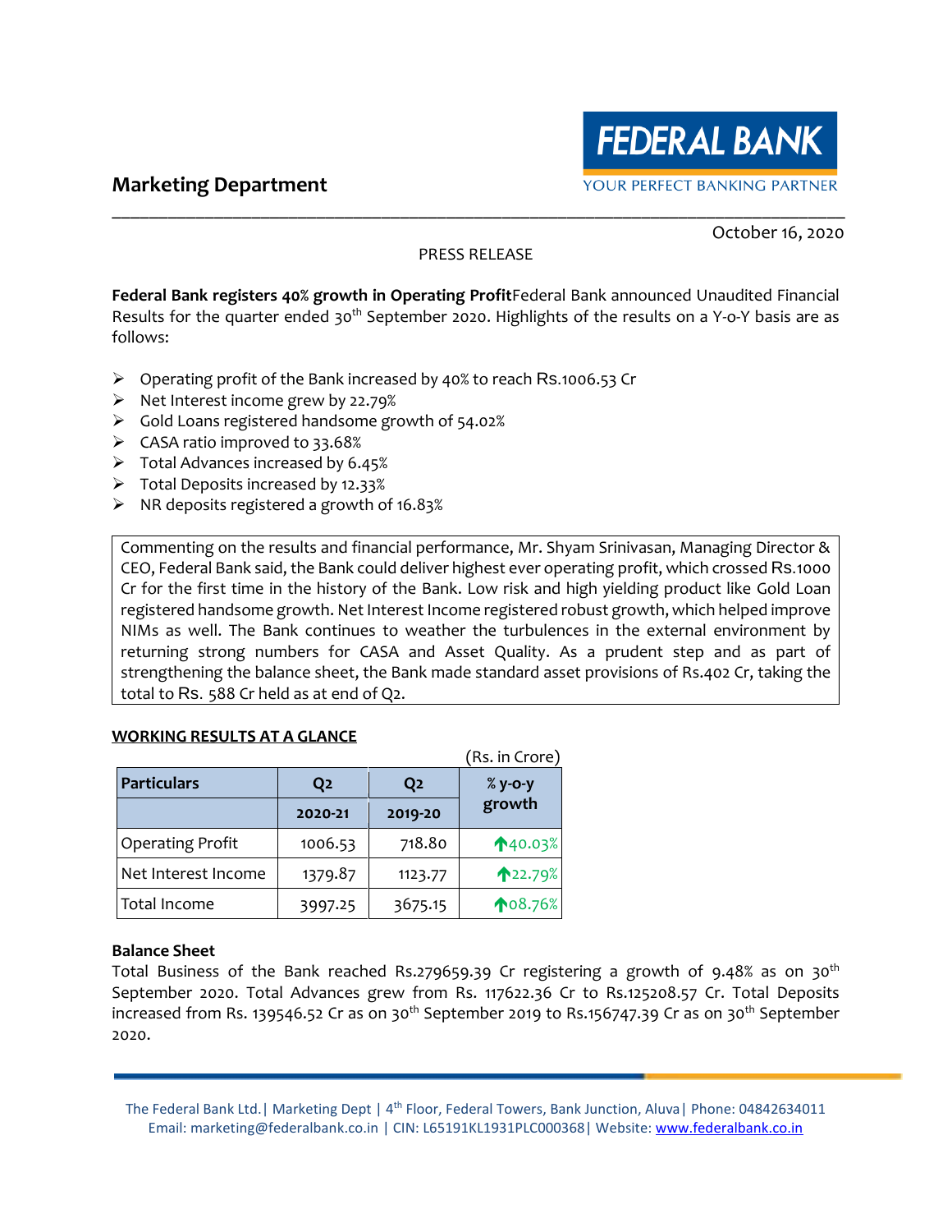Marketing Department

FEDERAL BANK
YOUR PERFECT BANKING PARTNER

October 16, 2020

PRESS RELEASE

**Federal Bank registers 40% growth in Operating Profit**Federal Bank announced Unaudited Financial Results for the quarter ended 30th September 2020. Highlights of the results on a Y-o-Y basis are as follows:

- Operating profit of the Bank increased by 40% to reach Rs.1006.53 Cr
- Net Interest income grew by 22.79%
- Gold Loans registered handsome growth of 54.02%
- CASA ratio improved to 33.68%
- Total Advances increased by 6.45%
- Total Deposits increased by 12.33%
- NR deposits registered a growth of 16.83%

Commenting on the results and financial performance, Mr. Shyam Srinivasan, Managing Director & CEO, Federal Bank said, the Bank could deliver highest ever operating profit, which crossed Rs.1000 Cr for the first time in the history of the Bank. Low risk and high yielding product like Gold Loan registered handsome growth. Net Interest Income registered robust growth, which helped improve NIMs as well. The Bank continues to weather the turbulences in the external environment by returning strong numbers for CASA and Asset Quality. As a prudent step and as part of strengthening the balance sheet, the Bank made standard asset provisions of Rs.402 Cr, taking the total to Rs. 588 Cr held as at end of Q2.

## WORKING RESULTS AT A GLANCE

(Rs. in Crore)

| Particulars | Q2 | Q2 | % y-o-y growth |
|---|---|---|---|
| | 2020-21 | 2019-20 | |
| Operating Profit | 1006.53 | 718.80 | ↑40.03% |
| Net Interest Income | 1379.87 | 1123.77 | ↑22.79% |
| Total Income | 3997.25 | 3675.15 | ↑08.76% |

**Balance Sheet**

Total Business of the Bank reached Rs.279659.39 Cr registering a growth of 9.48% as on 30th September 2020. Total Advances grew from Rs. 117622.36 Cr to Rs.125208.57 Cr. Total Deposits increased from Rs. 139546.52 Cr as on 30th September 2019 to Rs.156747.39 Cr as on 30th September 2020.

The Federal Bank Ltd.| Marketing Dept | 4th Floor, Federal Towers, Bank Junction, Aluva| Phone: 04842634011
Email: marketing@federalbank.co.in | CIN: L65191KL1931PLC000368| Website: www.federalbank.co.in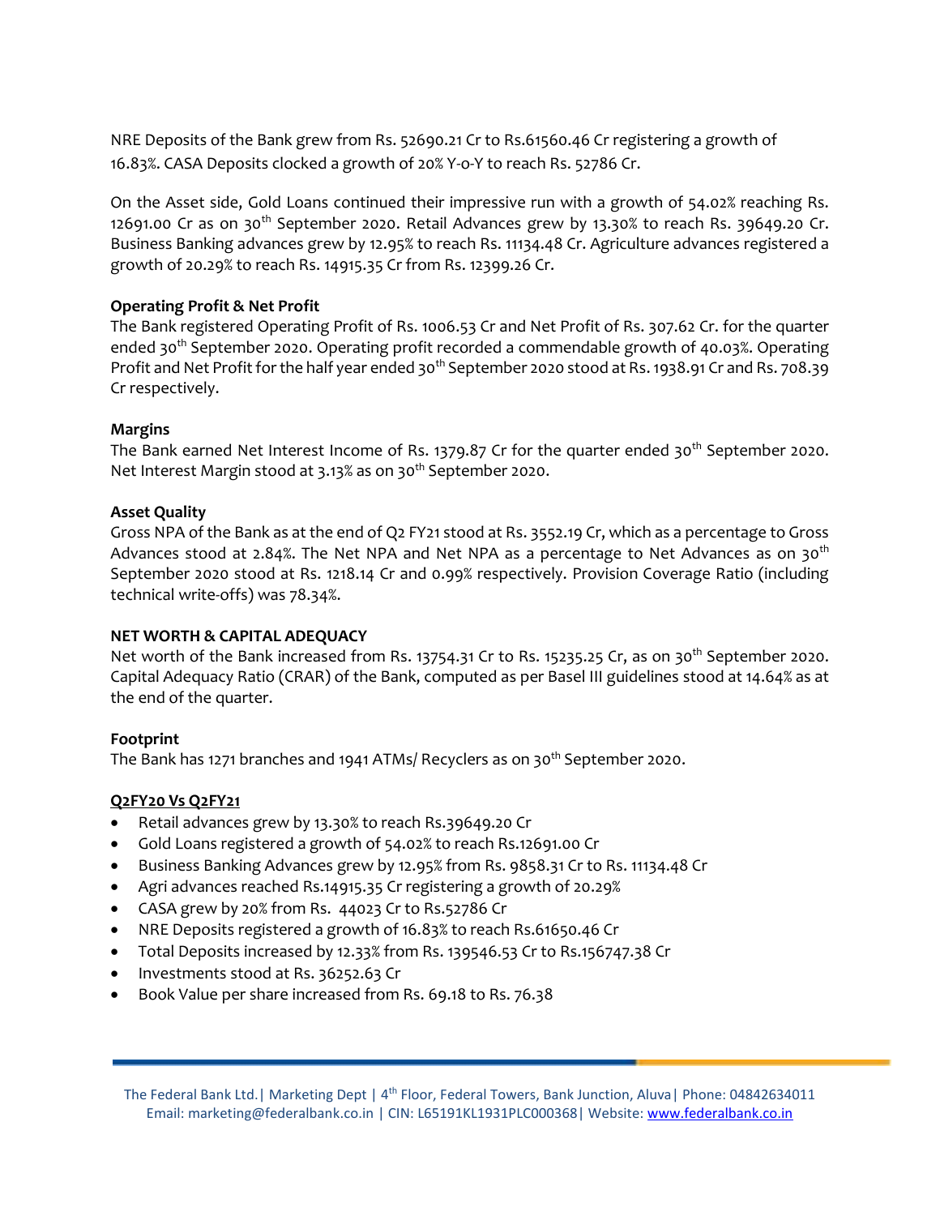NRE Deposits of the Bank grew from Rs. 52690.21 Cr to Rs.61560.46 Cr registering a growth of 16.83%. CASA Deposits clocked a growth of 20% Y-o-Y to reach Rs. 52786 Cr.

On the Asset side, Gold Loans continued their impressive run with a growth of 54.02% reaching Rs. 12691.00 Cr as on 30th September 2020. Retail Advances grew by 13.30% to reach Rs. 39649.20 Cr. Business Banking advances grew by 12.95% to reach Rs. 11134.48 Cr. Agriculture advances registered a growth of 20.29% to reach Rs. 14915.35 Cr from Rs. 12399.26 Cr.

**Operating Profit & Net Profit**

The Bank registered Operating Profit of Rs. 1006.53 Cr and Net Profit of Rs. 307.62 Cr. for the quarter ended 30th September 2020. Operating profit recorded a commendable growth of 40.03%. Operating Profit and Net Profit for the half year ended 30th September 2020 stood at Rs. 1938.91 Cr and Rs. 708.39 Cr respectively.

**Margins**

The Bank earned Net Interest Income of Rs. 1379.87 Cr for the quarter ended 30th September 2020. Net Interest Margin stood at 3.13% as on 30th September 2020.

**Asset Quality**

Gross NPA of the Bank as at the end of Q2 FY21 stood at Rs. 3552.19 Cr, which as a percentage to Gross Advances stood at 2.84%. The Net NPA and Net NPA as a percentage to Net Advances as on 30th September 2020 stood at Rs. 1218.14 Cr and 0.99% respectively. Provision Coverage Ratio (including technical write-offs) was 78.34%.

**NET WORTH & CAPITAL ADEQUACY**

Net worth of the Bank increased from Rs. 13754.31 Cr to Rs. 15235.25 Cr, as on 30th September 2020. Capital Adequacy Ratio (CRAR) of the Bank, computed as per Basel III guidelines stood at 14.64% as at the end of the quarter.

**Footprint**

The Bank has 1271 branches and 1941 ATMs/ Recyclers as on 30th September 2020.

**Q2FY20 Vs Q2FY21**

- Retail advances grew by 13.30% to reach Rs.39649.20 Cr
- Gold Loans registered a growth of 54.02% to reach Rs.12691.00 Cr
- Business Banking Advances grew by 12.95% from Rs. 9858.31 Cr to Rs. 11134.48 Cr
- Agri advances reached Rs.14915.35 Cr registering a growth of 20.29%
- CASA grew by 20% from Rs. 44023 Cr to Rs.52786 Cr
- NRE Deposits registered a growth of 16.83% to reach Rs.61650.46 Cr
- Total Deposits increased by 12.33% from Rs. 139546.53 Cr to Rs.156747.38 Cr
- Investments stood at Rs. 36252.63 Cr
- Book Value per share increased from Rs. 69.18 to Rs. 76.38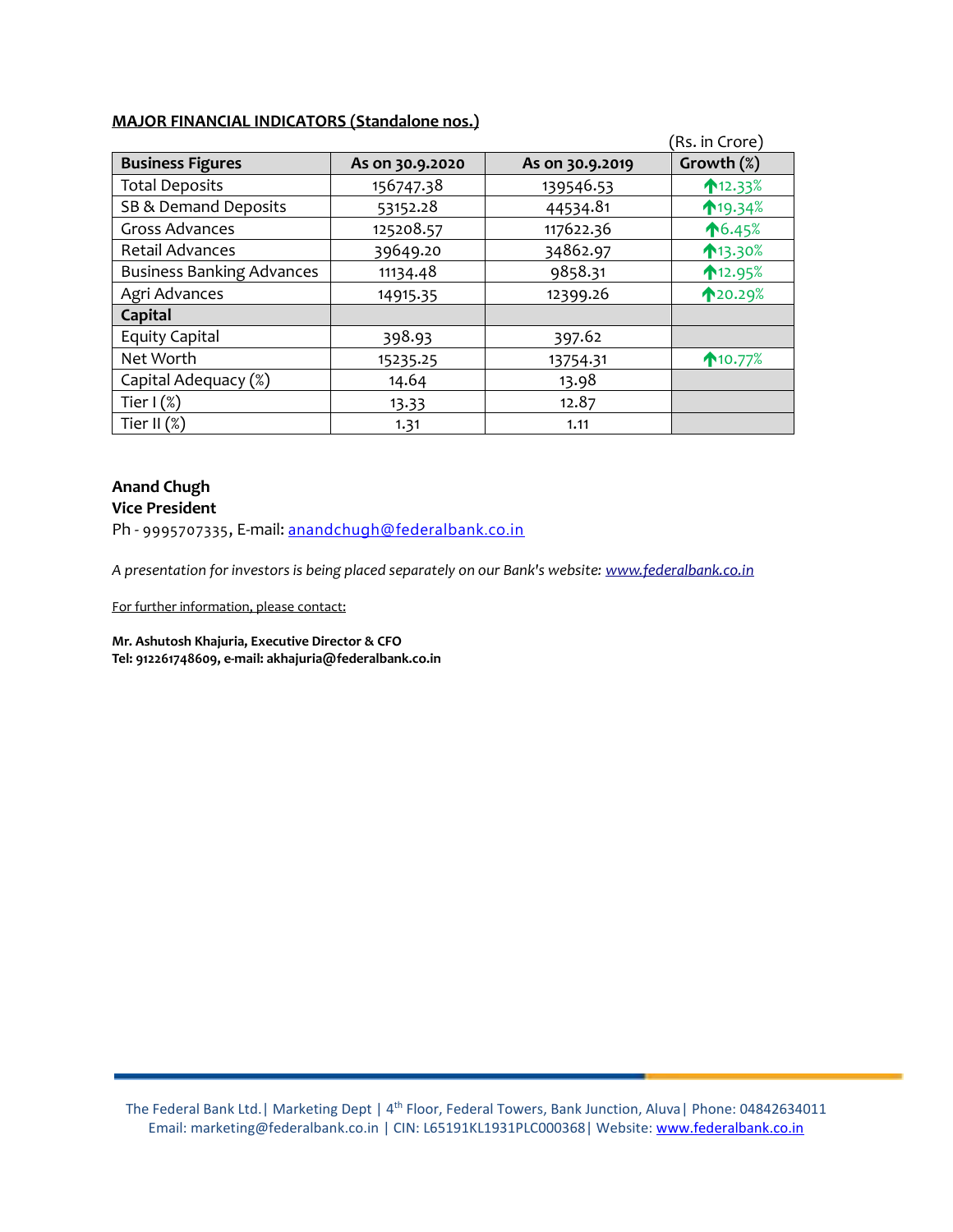**MAJOR FINANCIAL INDICATORS (Standalone nos.)**

(Rs. in Crore)

| Business Figures | As on 30.9.2020 | As on 30.9.2019 | Growth (%) |
|---|---|---|---|
| Total Deposits | 156747.38 | 139546.53 | ↑12.33% |
| SB & Demand Deposits | 53152.28 | 44534.81 | ↑19.34% |
| Gross Advances | 125208.57 | 117622.36 | ↑6.45% |
| Retail Advances | 39649.20 | 34862.97 | ↑13.30% |
| Business Banking Advances | 11134.48 | 9858.31 | ↑12.95% |
| Agri Advances | 14915.35 | 12399.26 | ↑20.29% |
| **Capital** | | | |
| Equity Capital | 398.93 | 397.62 | |
| Net Worth | 15235.25 | 13754.31 | ↑10.77% |
| Capital Adequacy (%) | 14.64 | 13.98 | |
| Tier I (%) | 13.33 | 12.87 | |
| Tier II (%) | 1.31 | 1.11 | |

**Anand Chugh**
**Vice President**
Ph - 9995707335, E-mail: anandchugh@federalbank.co.in

*A presentation for investors is being placed separately on our Bank's website: www.federalbank.co.in*

For further information, please contact:

**Mr. Ashutosh Khajuria, Executive Director & CFO**
**Tel: 912261748609, e-mail: akhajuria@federalbank.co.in**

The Federal Bank Ltd.| Marketing Dept | 4th Floor, Federal Towers, Bank Junction, Aluva| Phone: 04842634011
Email: marketing@federalbank.co.in | CIN: L65191KL1931PLC000368| Website: www.federalbank.co.in